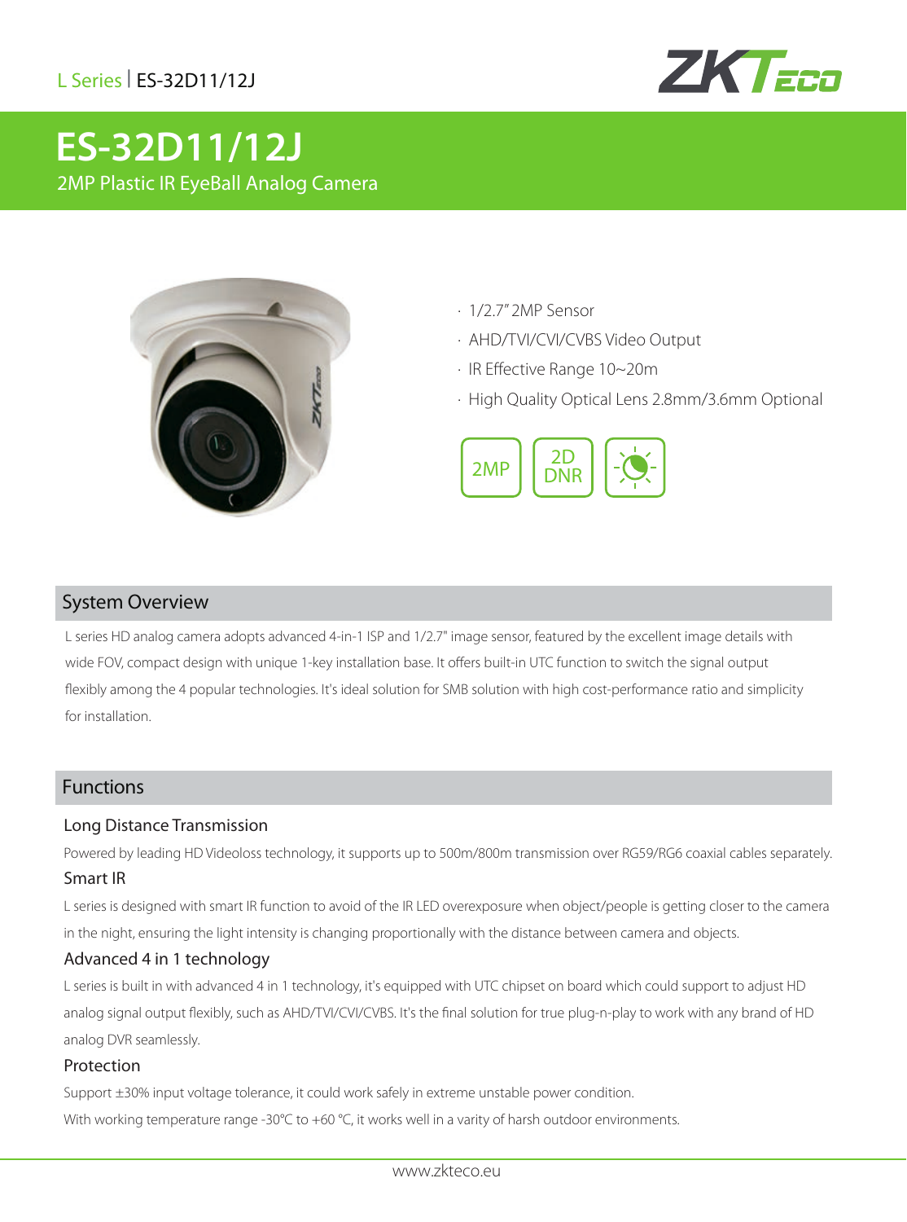L Series | ES-32D11/12J

# ES-32D11/12J

2MP Plastic IR EyeBall Analog Camera

- 1/2.7" 2MP Sensor
- AHD/TVI/CVI/CVBS Video Output
- IR Effective Range 10~20m
- High Quality Optical Lens 2.8mm/3.6mm Optional

2MP | 2D DNR

## System Overview

L series HD analog camera adopts advanced 4-in-1 ISP and 1/2.7" image sensor, featured by the excellent image details with wide FOV, compact design with unique 1-key installation base. It offers built-in UTC function to switch the signal output flexibly among the 4 popular technologies. It's ideal solution for SMB solution with high cost-performance ratio and simplicity for installation.

## Functions

### Long Distance Transmission

Powered by leading HD Videoloss technology, it supports up to 500m/800m transmission over RG59/RG6 coaxial cables separately.

### Smart IR

L series is designed with smart IR function to avoid of the IR LED overexposure when object/people is getting closer to the camera in the night, ensuring the light intensity is changing proportionally with the distance between camera and objects.

### Advanced 4 in 1 technology

L series is built in with advanced 4 in 1 technology, it's equipped with UTC chipset on board which could support to adjust HD analog signal output flexibly, such as AHD/TVI/CVI/CVBS. It's the final solution for true plug-n-play to work with any brand of HD analog DVR seamlessly.

### Protection

Support ±30% input voltage tolerance, it could work safely in extreme unstable power condition.

With working temperature range -30℃ to +60 ℃, it works well in a varity of harsh outdoor environments.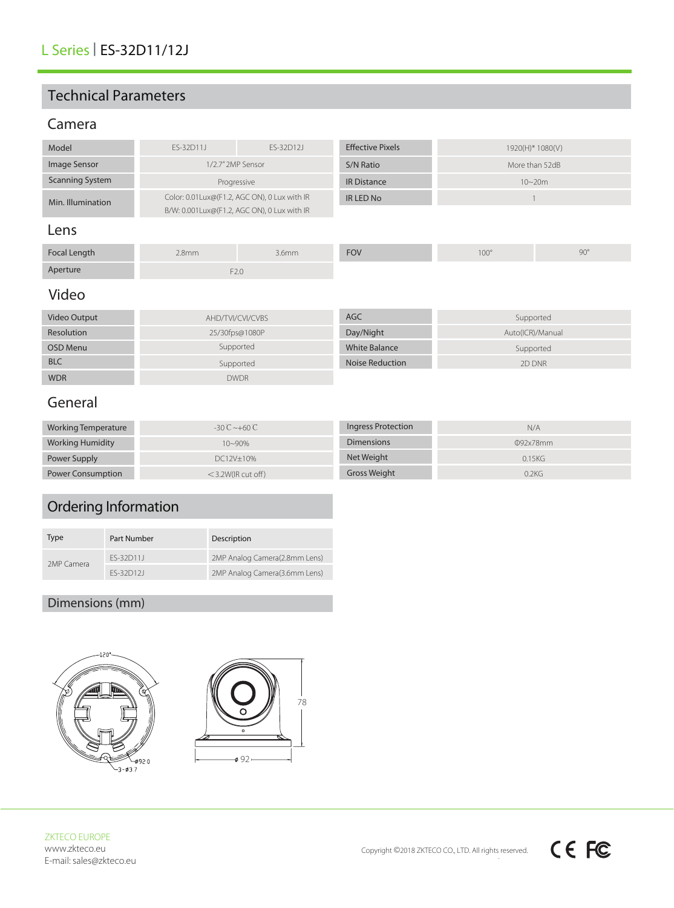## L Series | ES-32D11/12J

# Technical Parameters

## Camera

| | | | | |
|---|---|---|---|---|
| Model | ES-32D11J | ES-32D12J | Effective Pixels | 1920(H)* 1080(V) |
| Image Sensor | 1/2.7" 2MP Sensor | | S/N Ratio | More than 52dB |
| Scanning System | Progressive | | IR Distance | 10~20m |
| Min. Illumination | Color: 0.01Lux@(F1.2, AGC ON), 0 Lux with IR<br>B/W: 0.001Lux@(F1.2, AGC ON), 0 Lux with IR | | IR LED No | 1 |

## Lens

| | | | | | |
|---|---|---|---|---|---|
| Focal Length | 2.8mm | 3.6mm | FOV | 100° | 90° |
| Aperture | F2.0 | | | | |

## Video

| | | | |
|---|---|---|---|
| Video Output | AHD/TVI/CVI/CVBS | AGC | Supported |
| Resolution | 25/30fps@1080P | Day/Night | Auto(ICR)/Manual |
| OSD Menu | Supported | White Balance | Supported |
| BLC | Supported | Noise Reduction | 2D DNR |
| WDR | DWDR | | |

## General

| | | | |
|---|---|---|---|
| Working Temperature | -30 C ~+60 C | Ingress Protection | N/A |
| Working Humidity | 10~90% | Dimensions | Φ92x78mm |
| Power Supply | DC12V±10% | Net Weight | 0.15KG |
| Power Consumption | <3.2W(IR cut off) | Gross Weight | 0.2KG |

# Ordering Information

| Type | Part Number | Description |
|---|---|---|
| 2MP Camera | ES-32D11J | 2MP Analog Camera(2.8mm Lens) |
| | ES-32D12J | 2MP Analog Camera(3.6mm Lens) |

# Dimensions (mm)

120°

ø92.0

3-ø3.7

78

ø 92

ZKTECO EUROPE
www.zkteco.eu
E-mail: sales@zkteco.eu

Copyright ©2018 ZKTECO CO., LTD. All rights reserved.